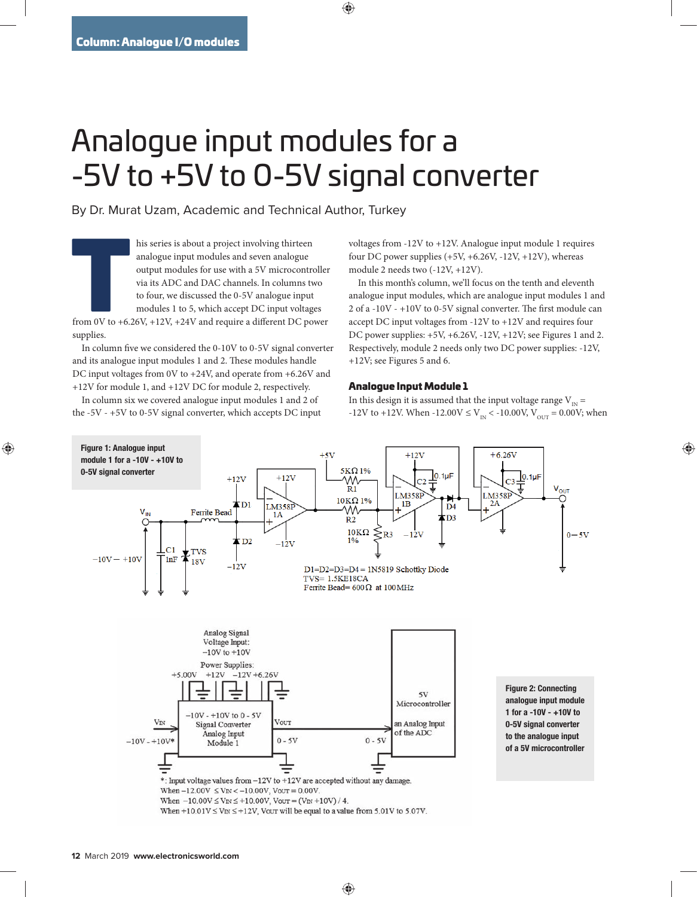# Analogue input modules for a -5V to +5V to 0-5V signal converter

By Dr. Murat Uzam, Academic and Technical Author, Turkey

This series is about a project involving thirteen analogue input modules and seven analogue output modules for use with a 5V microcontroller via its ADC and DAC channels. In columns two to four, we discussed the 0-5V analogue input modules 1 to 5, which accept DC input voltages from 0V to +6.26V, +12V, +24V and require a different DC power supplies.

In column five we considered the 0-10V to 0-5V signal converter and its analogue input modules 1 and 2. These modules handle DC input voltages from 0V to +24V, and operate from +6.26V and +12V for module 1, and +12V DC for module 2, respectively.

In column six we covered analogue input modules 1 and 2 of the -5V - +5V to 0-5V signal converter, which accepts DC input voltages from -12V to +12V. Analogue input module 1 requires four DC power supplies (+5V, +6.26V, -12V, +12V), whereas module 2 needs two (-12V, +12V).

In this month's column, we'll focus on the tenth and eleventh analogue input modules, which are analogue input modules 1 and 2 of a -10V - +10V to 0-5V signal converter. The first module can accept DC input voltages from -12V to +12V and requires four DC power supplies: +5V, +6.26V, -12V, +12V; see Figures 1 and 2. Respectively, module 2 needs only two DC power supplies: -12V, +12V; see Figures 5 and 6.

## Analogue Input Module 1

In this design it is assumed that the input voltage range $V_{IN}$ = -12V to +12V. When -12.00V ≤ $V_{IN}$ < -10.00V, $V_{OUT}$ = 0.00V; when

**Figure 1: Analogue input module 1 for a -10V - +10V to 0-5V signal converter**

D1=D2=D3=D4 = 1N5819 Schottky Diode
TVS= 1.5KE18CA
Ferrite Bead= 600Ω at 100MHz

**Figure 2: Connecting analogue input module 1 for a -10V - +10V to 0-5V signal converter to the analogue input of a 5V microcontroller**

*: Input voltage values from −12V to +12V are accepted without any damage.
When −12.00V ≤ $V_{IN}$ < −10.00V, $V_{OUT}$ = 0.00V.
When −10.00V ≤ $V_{IN}$ ≤ +10.00V, $V_{OUT}$ = ($V_{IN}$ +10V) / 4.
When +10.01V ≤ $V_{IN}$ ≤ +12V, $V_{OUT}$ will be equal to a value from 5.01V to 5.07V.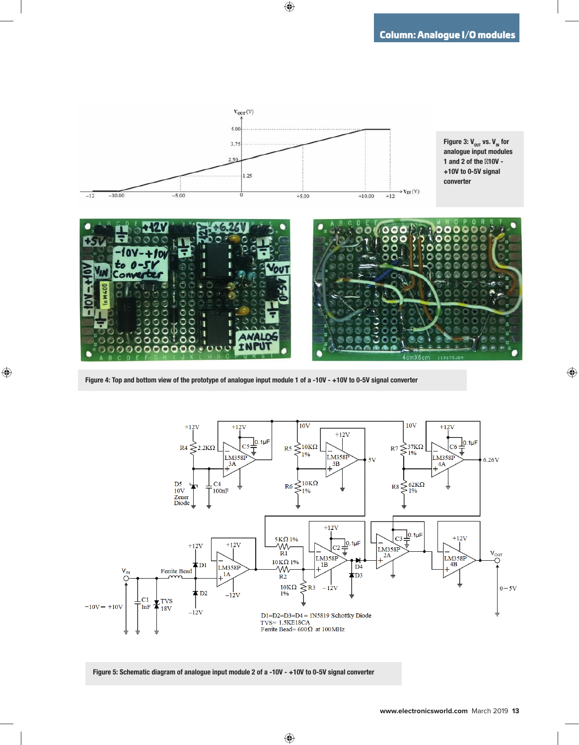Figure 3: $V_{OUT}$ vs. $V_{IN}$ for analogue input modules 1 and 2 of the -10V - +10V to 0-5V signal converter

Figure 4: Top and bottom view of the prototype of analogue input module 1 of a -10V - +10V to 0-5V signal converter

Figure 5: Schematic diagram of analogue input module 2 of a -10V - +10V to 0-5V signal converter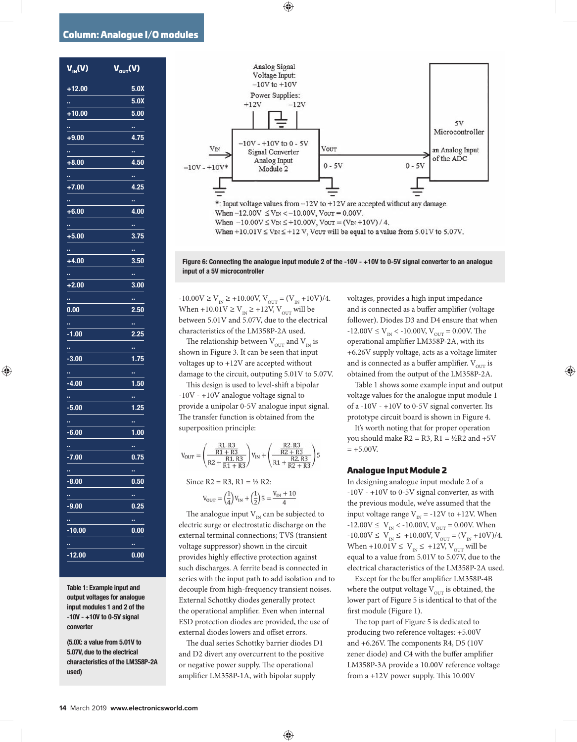| $V_{IN}$(V) | $V_{OUT}$(V) |
|---|---|
| +12.00 | 5.0X |
| .. | 5.0X |
| +10.00 | 5.00 |
| .. | .. |
| +9.00 | 4.75 |
| .. | .. |
| +8.00 | 4.50 |
| .. | .. |
| +7.00 | 4.25 |
| .. | .. |
| +6.00 | 4.00 |
| .. | .. |
| +5.00 | 3.75 |
| .. | .. |
| +4.00 | 3.50 |
| .. | .. |
| +2.00 | 3.00 |
| .. | .. |
| 0.00 | 2.50 |
| .. | .. |
| -1.00 | 2.25 |
| .. | .. |
| -3.00 | 1.75 |
| .. | .. |
| -4.00 | 1.50 |
| .. | .. |
| -5.00 | 1.25 |
| .. | .. |
| -6.00 | 1.00 |
| .. | .. |
| -7.00 | 0.75 |
| .. | .. |
| -8.00 | 0.50 |
| .. | .. |
| -9.00 | 0.25 |
| .. | .. |
| -10.00 | 0.00 |
| .. | .. |
| -12.00 | 0.00 |

**Table 1: Example input and output voltages for analogue input modules 1 and 2 of the -10V - +10V to 0-5V signal converter**

**(5.0X: a value from 5.01V to 5.07V, due to the electrical characteristics of the LM358P-2A used)**

Analog Signal Voltage Input: −10V to +10V
Power Supplies: +12V −12V

−10V - +10V to 0 - 5V Signal Converter Analog Input Module 2

$V_{IN}$ −10V - +10V* | $V_{OUT}$ 0 - 5V | 0 - 5V | 5V Microcontroller — an Analog Input of the ADC

*: Input voltage values from −12V to +12V are accepted without any damage.
When −12.00V ≤ $V_{IN}$ < −10.00V, $V_{OUT}$ = 0.00V.
When −10.00V ≤ $V_{IN}$ ≤ +10.00V, $V_{OUT}$ = ($V_{IN}$ +10V) / 4.
When +10.01V ≤ $V_{IN}$ ≤ +12 V, $V_{OUT}$ will be equal to a value from 5.01V to 5.07V.

**Figure 6: Connecting the analogue input module 2 of the -10V - +10V to 0-5V signal converter to an analogue input of a 5V microcontroller**

-10.00V ≥ $V_{IN}$ ≥ +10.00V, $V_{OUT}$ = ($V_{IN}$ +10V)/4. When +10.01V ≥ $V_{IN}$ ≥ +12V, $V_{OUT}$ will be between 5.01V and 5.07V, due to the electrical characteristics of the LM358P-2A used.

The relationship between $V_{OUT}$ and $V_{IN}$ is shown in Figure 3. It can be seen that input voltages up to +12V are accepted without damage to the circuit, outputting 5.01V to 5.07V.

This design is used to level-shift a bipolar -10V - +10V analogue voltage signal to provide a unipolar 0-5V analogue input signal. The transfer function is obtained from the superposition principle:

$$V_{OUT} = \left(\frac{\frac{R1.R3}{R1+R3}}{R2+\frac{R1.R3}{R1+R3}}\right)V_{IN} + \left(\frac{\frac{R2.R3}{R2+R3}}{R1+\frac{R2.R3}{R2+R3}}\right)5$$

Since R2 = R3, R1 = ½ R2:

$$V_{OUT} = \left(\frac{1}{4}\right)V_{IN} + \left(\frac{1}{2}\right)5 = \frac{V_{IN}+10}{4}$$

The analogue input $V_{IN}$ can be subjected to electric surge or electrostatic discharge on the external terminal connections; TVS (transient voltage suppressor) shown in the circuit provides highly effective protection against such discharges. A ferrite bead is connected in series with the input path to add isolation and to decouple from high-frequency transient noises. External Schottky diodes generally protect the operational amplifier. Even when internal ESD protection diodes are provided, the use of external diodes lowers and offset errors.

The dual series Schottky barrier diodes D1 and D2 divert any overcurrent to the positive or negative power supply. The operational amplifier LM358P-1A, with bipolar supply voltages, provides a high input impedance and is connected as a buffer amplifier (voltage follower). Diodes D3 and D4 ensure that when -12.00V ≤ $V_{IN}$ < -10.00V, $V_{OUT}$ = 0.00V. The operational amplifier LM358P-2A, with its +6.26V supply voltage, acts as a voltage limiter and is connected as a buffer amplifier. $V_{OUT}$ is obtained from the output of the LM358P-2A.

Table 1 shows some example input and output voltage values for the analogue input module 1 of a -10V - +10V to 0-5V signal converter. Its prototype circuit board is shown in Figure 4.

It's worth noting that for proper operation you should make R2 = R3, R1 = ½R2 and +5V = +5.00V.

### Analogue Input Module 2

In designing analogue input module 2 of a -10V - +10V to 0-5V signal converter, as with the previous module, we've assumed that the input voltage range $V_{IN}$ = -12V to +12V. When -12.00V ≤ $V_{IN}$ < -10.00V, $V_{OUT}$ = 0.00V. When -10.00V ≤ $V_{IN}$ ≤ +10.00V, $V_{OUT}$ = ($V_{IN}$ +10V)/4. When +10.01V ≤ $V_{IN}$ ≤ +12V, $V_{OUT}$ will be equal to a value from 5.01V to 5.07V, due to the electrical characteristics of the LM358P-2A used.

Except for the buffer amplifier LM358P-4B where the output voltage $V_{OUT}$ is obtained, the lower part of Figure 5 is identical to that of the first module (Figure 1).

The top part of Figure 5 is dedicated to producing two reference voltages: +5.00V and +6.26V. The components R4, D5 (10V zener diode) and C4 with the buffer amplifier LM358P-3A provide a 10.00V reference voltage from a +12V power supply. This 10.00V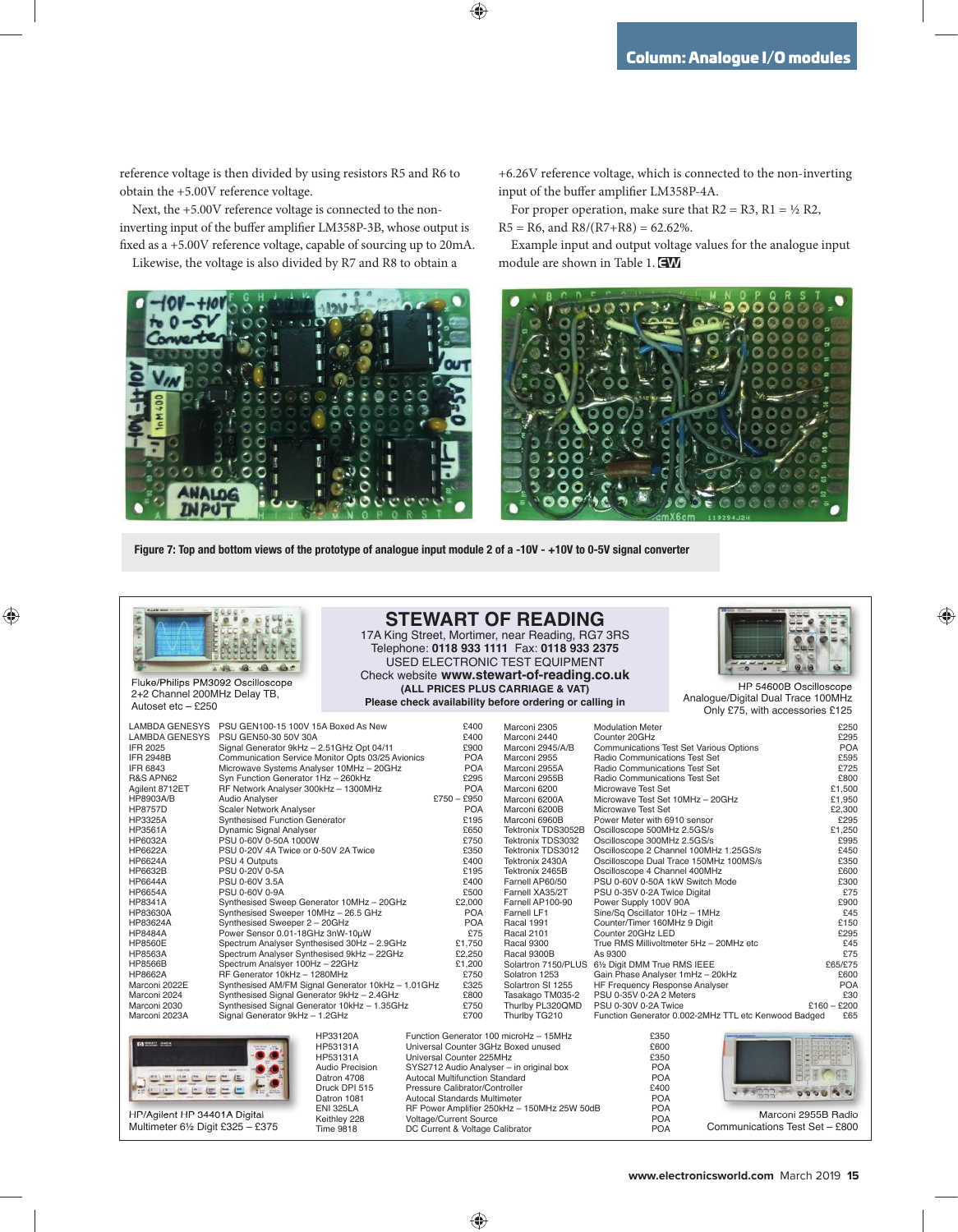reference voltage is then divided by using resistors R5 and R6 to obtain the +5.00V reference voltage.

Next, the +5.00V reference voltage is connected to the non-inverting input of the buffer amplifier LM358P-3B, whose output is fixed as a +5.00V reference voltage, capable of sourcing up to 20mA.

Likewise, the voltage is also divided by R7 and R8 to obtain a +6.26V reference voltage, which is connected to the non-inverting input of the buffer amplifier LM358P-4A.

For proper operation, make sure that R2 = R3, R1 = ½ R2, R5 = R6, and R8/(R7+R8) = 62.62%.

Example input and output voltage values for the analogue input module are shown in Table 1. EW

Figure 7: Top and bottom views of the prototype of analogue input module 2 of a -10V - +10V to 0-5V signal converter

# STEWART OF READING

17A King Street, Mortimer, near Reading, RG7 3RS
Telephone: **0118 933 1111** Fax: **0118 933 2375**
USED ELECTRONIC TEST EQUIPMENT
Check website **www.stewart-of-reading.co.uk**
**(ALL PRICES PLUS CARRIAGE & VAT)**
**Please check availability before ordering or calling in**

Fluke/Philips PM3092 Oscilloscope 2+2 Channel 200MHz Delay TB, Autoset etc – £250

HP 54600B Oscilloscope Analogue/Digital Dual Trace 100MHz Only £75, with accessories £125

| | | |
|---|---|---|
| LAMBDA GENESYS | PSU GEN100-15 100V 15A Boxed As New | £400 |
| LAMBDA GENESYS | PSU GEN50-30 50V 30A | £400 |
| IFR 2025 | Signal Generator 9kHz – 2.51GHz Opt 04/11 | £900 |
| IFR 2948B | Communication Service Monitor Opts 03/25 Avionics | POA |
| IFR 6843 | Microwave Systems Analyser 10MHz – 20GHz | POA |
| R&S APN62 | Syn Function Generator 1Hz – 260kHz | £295 |
| Agilent 8712ET | RF Network Analyser 300kHz – 1300MHz | POA |
| HP8903A/B | Audio Analyser | £750 – £950 |
| HP8757D | Scaler Network Analyser | POA |
| HP3325A | Synthesised Function Generator | £195 |
| HP3561A | Dynamic Signal Analyser | £650 |
| HP6032A | PSU 0-60V 0-50A 1000W | £750 |
| HP6622A | PSU 0-20V 4A Twice or 0-50V 2A Twice | £350 |
| HP6624A | PSU 4 Outputs | £400 |
| HP6632B | PSU 0-20V 0-5A | £195 |
| HP6644A | PSU 0-60V 3.5A | £400 |
| HP6654A | PSU 0-60V 0-9A | £500 |
| HP8341A | Synthesised Sweep Generator 10MHz – 20GHz | £2,000 |
| HP83630A | Synthesised Sweeper 10MHz – 26.5 GHz | POA |
| HP83624A | Synthesised Sweeper 2 – 20GHz | POA |
| HP8484A | Power Sensor 0.01-18GHz 3nW-10μW | £75 |
| HP8560E | Spectrum Analyser Synthesised 30Hz – 2.9GHz | £1,750 |
| HP8563A | Spectrum Analyser Synthesised 9kHz – 22GHz | £2,250 |
| HP8566B | Spectrum Analyser 100Hz – 22GHz | £1,200 |
| HP8662A | RF Generator 10kHz – 1280MHz | £750 |
| Marconi 2022E | Synthesised AM/FM Signal Generator 10kHz – 1.01GHz | £325 |
| Marconi 2024 | Synthesised Signal Generator 9kHz – 2.4GHz | £800 |
| Marconi 2030 | Synthesised Signal Generator 10kHz – 1.35GHz | £750 |
| Marconi 2023A | Signal Generator 9kHz – 1.2GHz | £700 |
| Marconi 2305 | Modulation Meter | £250 |
| Marconi 2440 | Counter 20GHz | £295 |
| Marconi 2945/A/B | Communications Test Set Various Options | POA |
| Marconi 2955 | Radio Communications Test Set | £595 |
| Marconi 2955A | Radio Communications Test Set | £725 |
| Marconi 2955B | Radio Communications Test Set | £800 |
| Marconi 6200 | Microwave Test Set | £1,500 |
| Marconi 6200A | Microwave Test Set 10MHz – 20GHz | £1,950 |
| Marconi 6200B | Microwave Test Set | £2,300 |
| Marconi 6960B | Power Meter with 6910 sensor | £295 |
| Tektronix TDS3052B | Oscilloscope 500MHz 2.5GS/s | £1,250 |
| Tektronix TDS3032 | Oscilloscope 300MHz 2.5GS/s | £995 |
| Tektronix TDS3012 | Oscilloscope 2 Channel 100MHz 1.25GS/s | £450 |
| Tektronix 2430A | Oscilloscope Dual Trace 150MHz 100MS/s | £350 |
| Tektronix 2465B | Oscilloscope 4 Channel 400MHz | £600 |
| Farnell AP60/50 | PSU 0-60V 0-50A 1kW Switch Mode | £300 |
| Farnell XA35/2T | PSU 0-35V 0-2A Twice Digital | £75 |
| Farnell AP100-90 | Power Supply 100V 90A | £900 |
| Farnell LF1 | Sine/Sq Oscillator 10Hz – 1MHz | £45 |
| Racal 1991 | Counter/Timer 160MHz 9 Digit | £150 |
| Racal 2101 | Counter 20GHz LED | £295 |
| Racal 9300 | True RMS Millivoltmeter 5Hz – 20MHz etc | £45 |
| Racal 9300B | As 9300 | £75 |
| Solartron 7150/PLUS | 6½ Digit DMM True RMS IEEE | £65/£75 |
| Solartron 1253 | Gain Phase Analyser 1mHz – 20kHz | £600 |
| Solartron SI 1255 | HF Frequency Response Analyser | POA |
| Tasakago TM035-2 | PSU 0-35V 0-2A 2 Meters | £30 |
| Thurlby PL320QMD | PSU 0-30V 0-2A Twice | £160 – £200 |
| Thurlby TG210 | Function Generator 0.002-2MHz TTL etc Kenwood Badged | £65 |
| HP33120A | Function Generator 100 microHz – 15MHz | £350 |
| HP53131A | Universal Counter 3GHz Boxed unused | £600 |
| HP53131A | Universal Counter 225MHz | £350 |
| Audio Precision | SYS2712 Audio Analyser – in original box | POA |
| Datron 4708 | Autocal Multifunction Standard | POA |
| Druck DPI 515 | Pressure Calibrator/Controller | £400 |
| Datron 1081 | Autocal Standards Multimeter | POA |
| ENI 325LA | RF Power Amplifier 250kHz – 150MHz 25W 50dB | POA |
| Keithley 228 | Voltage/Current Source | POA |
| Time 9818 | DC Current & Voltage Calibrator | POA |

HP/Agilent HP 34401A Digital Multimeter 6½ Digit £325 – £375

Marconi 2955B Radio Communications Test Set – £800